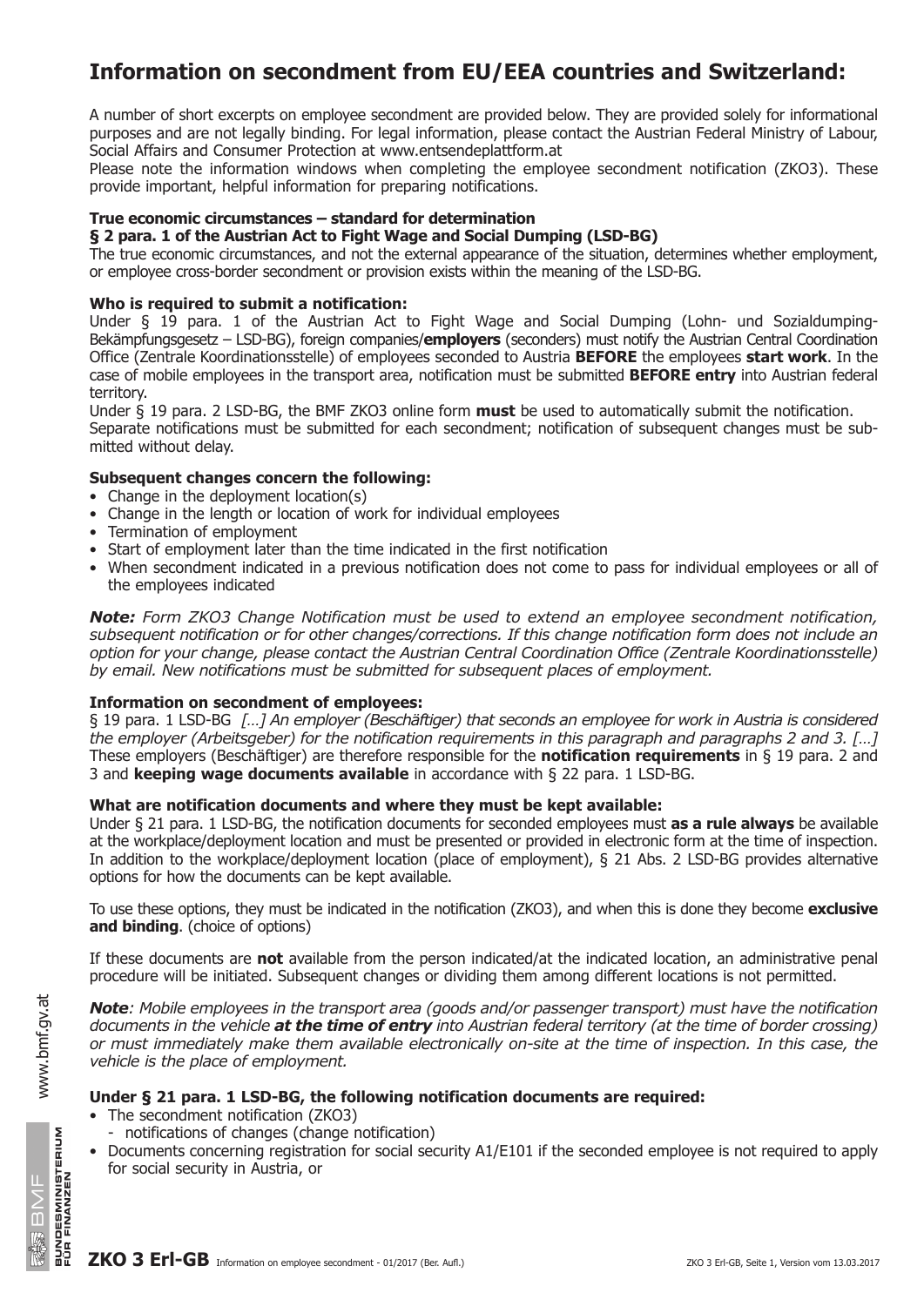# Information on secondment from EU/EEA countries and Switzerland:

A number of short excerpts on employee secondment are provided below. They are provided solely for informational purposes and are not legally binding. For legal information, please contact the Austrian Federal Ministry of Labour, Social Affairs and Consumer Protection at www.entsendeplattform.at

Please note the information windows when completing the employee secondment notification (ZKO3). These provide important, helpful information for preparing notifications.

**True economic circumstances – standard for determination**
**§ 2 para. 1 of the Austrian Act to Fight Wage and Social Dumping (LSD-BG)**

The true economic circumstances, and not the external appearance of the situation, determines whether employment, or employee cross-border secondment or provision exists within the meaning of the LSD-BG.

**Who is required to submit a notification:**

Under § 19 para. 1 of the Austrian Act to Fight Wage and Social Dumping (Lohn- und Sozialdumping-Bekämpfungsgesetz – LSD-BG), foreign companies/**employers** (seconders) must notify the Austrian Central Coordination Office (Zentrale Koordinationsstelle) of employees seconded to Austria **BEFORE** the employees **start work**. In the case of mobile employees in the transport area, notification must be submitted **BEFORE entry** into Austrian federal territory.

Under § 19 para. 2 LSD-BG, the BMF ZKO3 online form **must** be used to automatically submit the notification.

Separate notifications must be submitted for each secondment; notification of subsequent changes must be submitted without delay.

**Subsequent changes concern the following:**

- Change in the deployment location(s)
- Change in the length or location of work for individual employees
- Termination of employment
- Start of employment later than the time indicated in the first notification
- When secondment indicated in a previous notification does not come to pass for individual employees or all of the employees indicated

***Note:*** *Form ZKO3 Change Notification must be used to extend an employee secondment notification, subsequent notification or for other changes/corrections. If this change notification form does not include an option for your change, please contact the Austrian Central Coordination Office (Zentrale Koordinationsstelle) by email. New notifications must be submitted for subsequent places of employment.*

**Information on secondment of employees:**

§ 19 para. 1 LSD-BG *[…] An employer (Beschäftiger) that seconds an employee for work in Austria is considered the employer (Arbeitsgeber) for the notification requirements in this paragraph and paragraphs 2 and 3. […]* These employers (Beschäftiger) are therefore responsible for the **notification requirements** in § 19 para. 2 and 3 and **keeping wage documents available** in accordance with § 22 para. 1 LSD-BG.

**What are notification documents and where they must be kept available:**

Under § 21 para. 1 LSD-BG, the notification documents for seconded employees must **as a rule always** be available at the workplace/deployment location and must be presented or provided in electronic form at the time of inspection. In addition to the workplace/deployment location (place of employment), § 21 Abs. 2 LSD-BG provides alternative options for how the documents can be kept available.

To use these options, they must be indicated in the notification (ZKO3), and when this is done they become **exclusive and binding**. (choice of options)

If these documents are **not** available from the person indicated/at the indicated location, an administrative penal procedure will be initiated. Subsequent changes or dividing them among different locations is not permitted.

***Note****: Mobile employees in the transport area (goods and/or passenger transport) must have the notification documents in the vehicle* ***at the time of entry*** *into Austrian federal territory (at the time of border crossing) or must immediately make them available electronically on-site at the time of inspection. In this case, the vehicle is the place of employment.*

**Under § 21 para. 1 LSD-BG, the following notification documents are required:**

- The secondment notification (ZKO3)
  - notifications of changes (change notification)
- Documents concerning registration for social security A1/E101 if the seconded employee is not required to apply for social security in Austria, or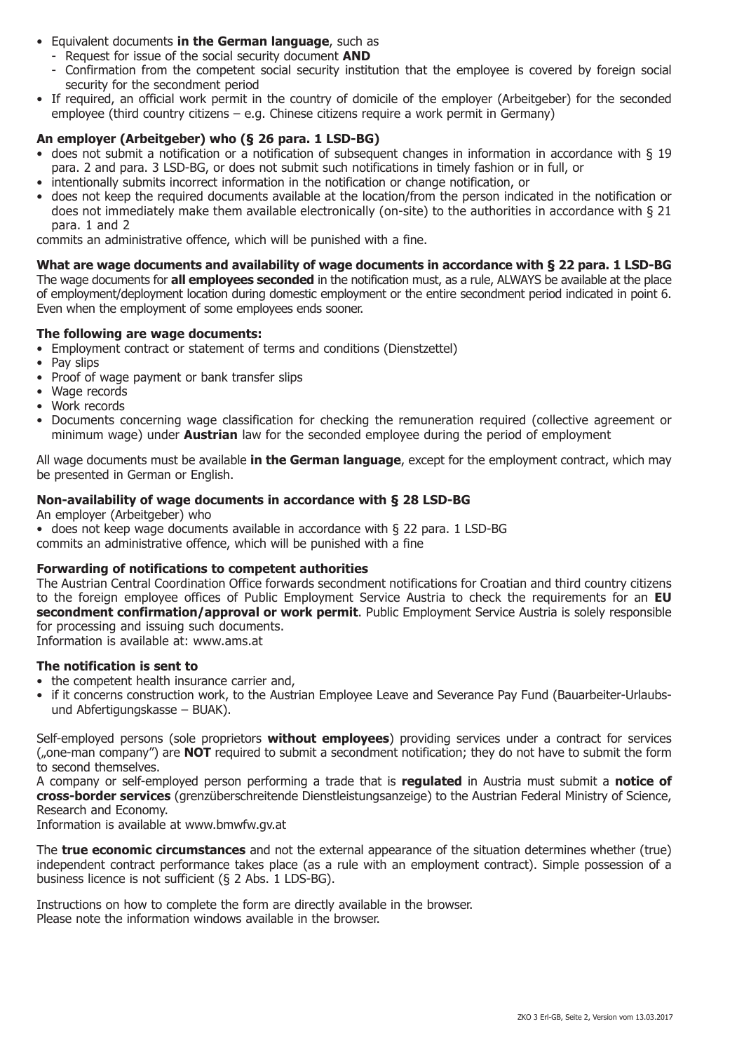- Equivalent documents **in the German language**, such as
  - Request for issue of the social security document **AND**
  - Confirmation from the competent social security institution that the employee is covered by foreign social security for the secondment period
- If required, an official work permit in the country of domicile of the employer (Arbeitgeber) for the seconded employee (third country citizens – e.g. Chinese citizens require a work permit in Germany)

**An employer (Arbeitgeber) who (§ 26 para. 1 LSD-BG)**

- does not submit a notification or a notification of subsequent changes in information in accordance with § 19 para. 2 and para. 3 LSD-BG, or does not submit such notifications in timely fashion or in full, or
- intentionally submits incorrect information in the notification or change notification, or
- does not keep the required documents available at the location/from the person indicated in the notification or does not immediately make them available electronically (on-site) to the authorities in accordance with § 21 para. 1 and 2

commits an administrative offence, which will be punished with a fine.

**What are wage documents and availability of wage documents in accordance with § 22 para. 1 LSD-BG**

The wage documents for **all employees seconded** in the notification must, as a rule, ALWAYS be available at the place of employment/deployment location during domestic employment or the entire secondment period indicated in point 6. Even when the employment of some employees ends sooner.

**The following are wage documents:**

- Employment contract or statement of terms and conditions (Dienstzettel)
- Pay slips
- Proof of wage payment or bank transfer slips
- Wage records
- Work records
- Documents concerning wage classification for checking the remuneration required (collective agreement or minimum wage) under **Austrian** law for the seconded employee during the period of employment

All wage documents must be available **in the German language**, except for the employment contract, which may be presented in German or English.

**Non-availability of wage documents in accordance with § 28 LSD-BG**

An employer (Arbeitgeber) who

- does not keep wage documents available in accordance with § 22 para. 1 LSD-BG

commits an administrative offence, which will be punished with a fine

**Forwarding of notifications to competent authorities**

The Austrian Central Coordination Office forwards secondment notifications for Croatian and third country citizens to the foreign employee offices of Public Employment Service Austria to check the requirements for an **EU secondment confirmation/approval or work permit**. Public Employment Service Austria is solely responsible for processing and issuing such documents.
Information is available at: www.ams.at

**The notification is sent to**

- the competent health insurance carrier and,
- if it concerns construction work, to the Austrian Employee Leave and Severance Pay Fund (Bauarbeiter-Urlaubs- und Abfertigungskasse – BUAK).

Self-employed persons (sole proprietors **without employees**) providing services under a contract for services („one-man company") are **NOT** required to submit a secondment notification; they do not have to submit the form to second themselves.
A company or self-employed person performing a trade that is **regulated** in Austria must submit a **notice of cross-border services** (grenzüberschreitende Dienstleistungsanzeige) to the Austrian Federal Ministry of Science, Research and Economy.
Information is available at www.bmwfw.gv.at

The **true economic circumstances** and not the external appearance of the situation determines whether (true) independent contract performance takes place (as a rule with an employment contract). Simple possession of a business licence is not sufficient (§ 2 Abs. 1 LDS-BG).

Instructions on how to complete the form are directly available in the browser.
Please note the information windows available in the browser.